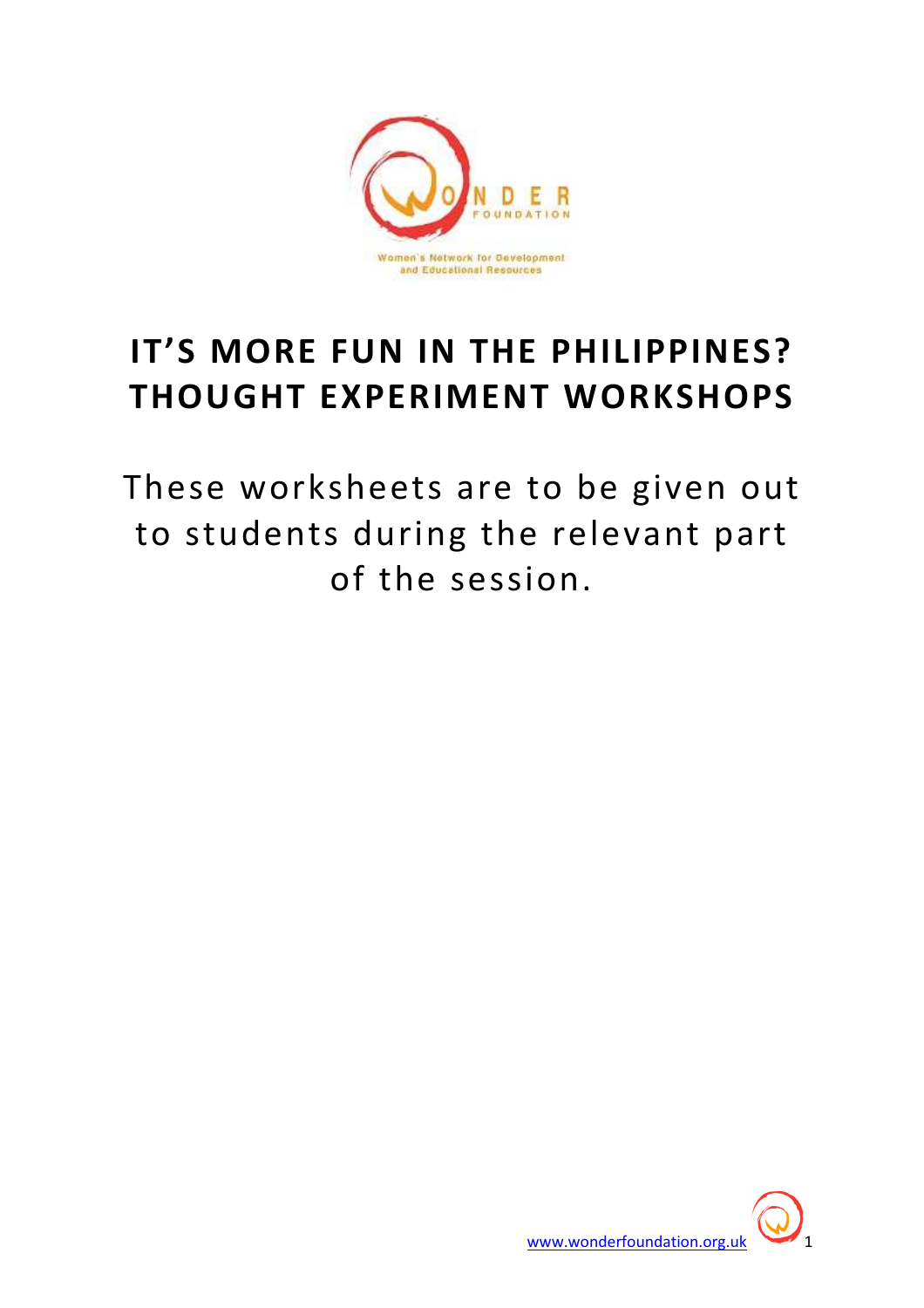# IT'S MORE FUN IN THE PHILIPPINES? THOUGHT EXPERIMENT WORKSHOPS

These worksheets are to be given out to students during the relevant part of the session.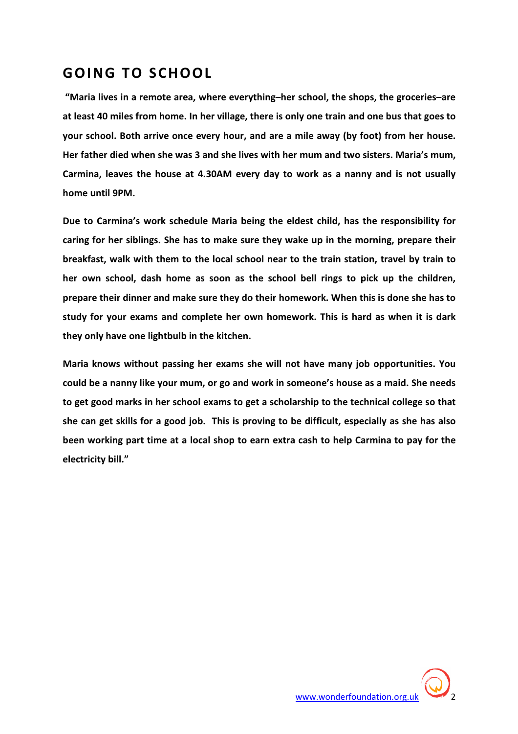## GOING TO SCHOOL

**"Maria lives in a remote area, where everything–her school, the shops, the groceries–are at least 40 miles from home. In her village, there is only one train and one bus that goes to your school. Both arrive once every hour, and are a mile away (by foot) from her house. Her father died when she was 3 and she lives with her mum and two sisters. Maria's mum, Carmina, leaves the house at 4.30AM every day to work as a nanny and is not usually home until 9PM.**

**Due to Carmina's work schedule Maria being the eldest child, has the responsibility for caring for her siblings. She has to make sure they wake up in the morning, prepare their breakfast, walk with them to the local school near to the train station, travel by train to her own school, dash home as soon as the school bell rings to pick up the children, prepare their dinner and make sure they do their homework. When this is done she has to study for your exams and complete her own homework. This is hard as when it is dark they only have one lightbulb in the kitchen.**

**Maria knows without passing her exams she will not have many job opportunities. You could be a nanny like your mum, or go and work in someone's house as a maid. She needs to get good marks in her school exams to get a scholarship to the technical college so that she can get skills for a good job. This is proving to be difficult, especially as she has also been working part time at a local shop to earn extra cash to help Carmina to pay for the electricity bill."**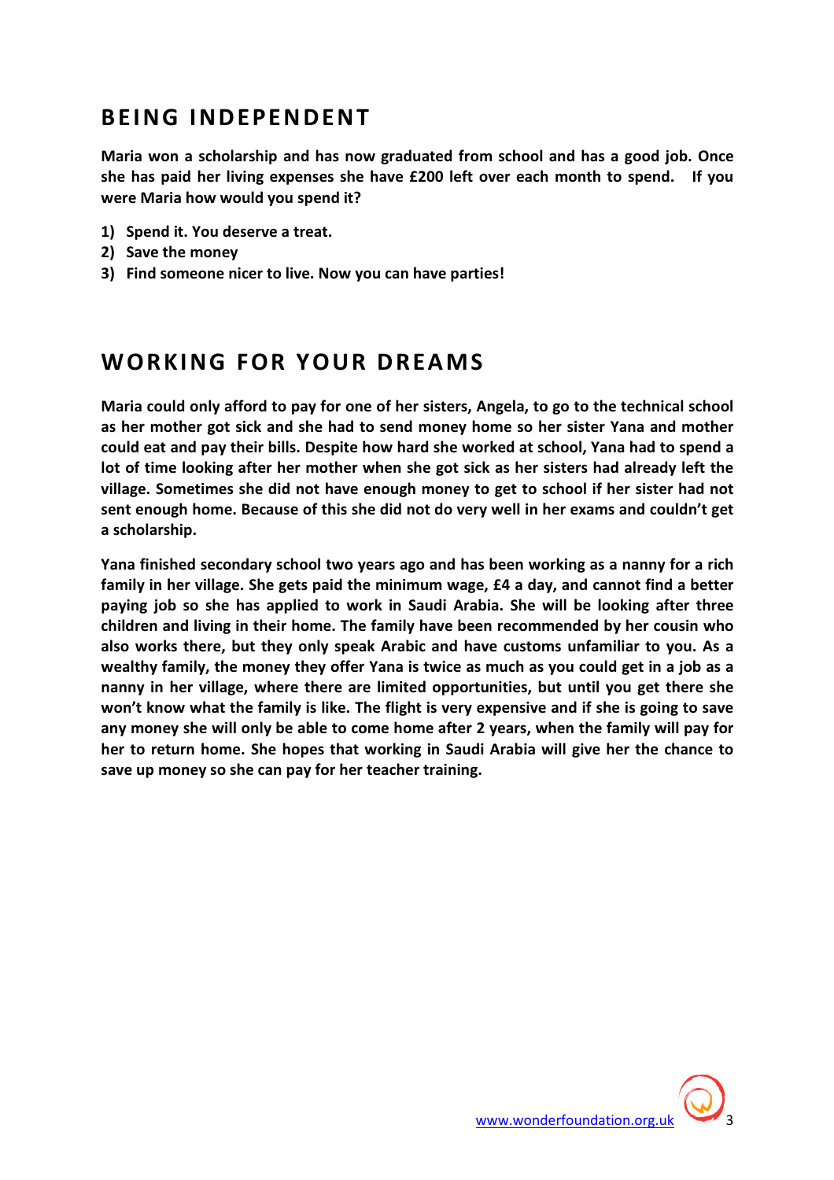## BEING INDEPENDENT

**Maria won a scholarship and has now graduated from school and has a good job. Once she has paid her living expenses she have £200 left over each month to spend. If you were Maria how would you spend it?**

1) **Spend it. You deserve a treat.**
2) **Save the money**
3) **Find someone nicer to live. Now you can have parties!**

## WORKING FOR YOUR DREAMS

**Maria could only afford to pay for one of her sisters, Angela, to go to the technical school as her mother got sick and she had to send money home so her sister Yana and mother could eat and pay their bills. Despite how hard she worked at school, Yana had to spend a lot of time looking after her mother when she got sick as her sisters had already left the village. Sometimes she did not have enough money to get to school if her sister had not sent enough home. Because of this she did not do very well in her exams and couldn't get a scholarship.**

**Yana finished secondary school two years ago and has been working as a nanny for a rich family in her village. She gets paid the minimum wage, £4 a day, and cannot find a better paying job so she has applied to work in Saudi Arabia. She will be looking after three children and living in their home. The family have been recommended by her cousin who also works there, but they only speak Arabic and have customs unfamiliar to you. As a wealthy family, the money they offer Yana is twice as much as you could get in a job as a nanny in her village, where there are limited opportunities, but until you get there she won't know what the family is like. The flight is very expensive and if she is going to save any money she will only be able to come home after 2 years, when the family will pay for her to return home. She hopes that working in Saudi Arabia will give her the chance to save up money so she can pay for her teacher training.**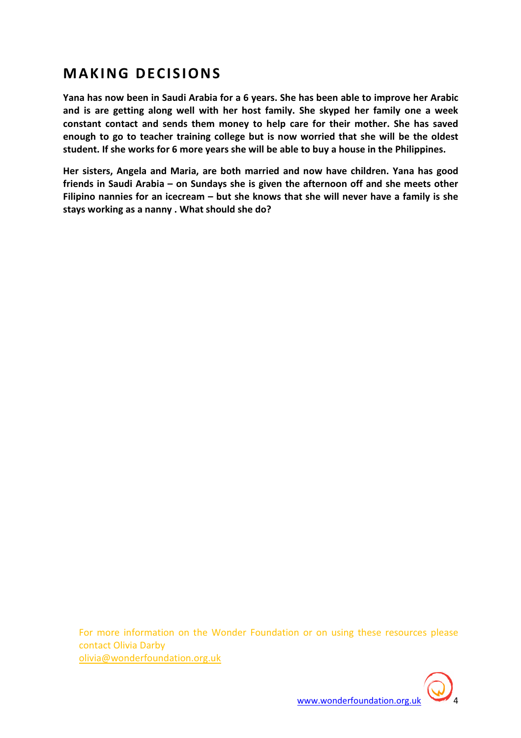## MAKING DECISIONS

**Yana has now been in Saudi Arabia for a 6 years. She has been able to improve her Arabic and is are getting along well with her host family. She skyped her family one a week constant contact and sends them money to help care for their mother. She has saved enough to go to teacher training college but is now worried that she will be the oldest student. If she works for 6 more years she will be able to buy a house in the Philippines.**

**Her sisters, Angela and Maria, are both married and now have children. Yana has good friends in Saudi Arabia – on Sundays she is given the afternoon off and she meets other Filipino nannies for an icecream – but she knows that she will never have a family is she stays working as a nanny . What should she do?**

For more information on the Wonder Foundation or on using these resources please contact Olivia Darby
olivia@wonderfoundation.org.uk

www.wonderfoundation.org.uk